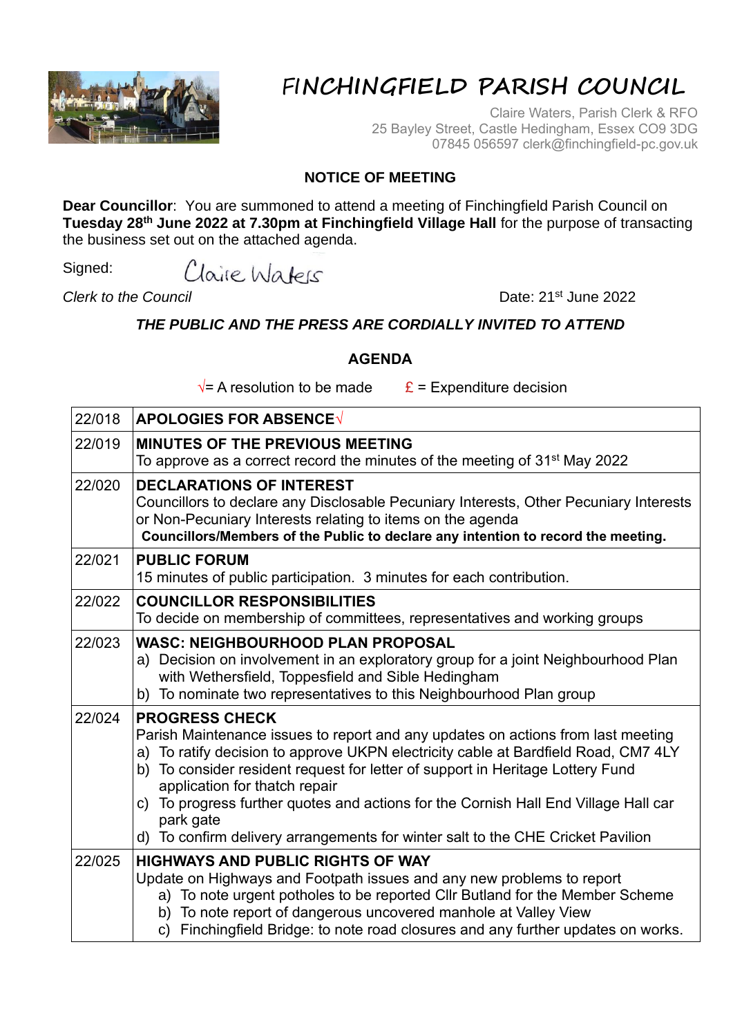# FINCHINGFIELD PARISH COUNCIL

Claire Waters, Parish Clerk & RFO
25 Bayley Street, Castle Hedingham, Essex CO9 3DG
07845 056597 clerk@finchingfield-pc.gov.uk

**NOTICE OF MEETING**

**Dear Councillor**: You are summoned to attend a meeting of Finchingfield Parish Council on **Tuesday 28th June 2022 at 7.30pm at Finchingfield Village Hall** for the purpose of transacting the business set out on the attached agenda.

Signed: Claire Waters

*Clerk to the Council* Date: 21st June 2022

***THE PUBLIC AND THE PRESS ARE CORDIALLY INVITED TO ATTEND***

**AGENDA**

√= A resolution to be made £ = Expenditure decision

| | |
|---|---|
| 22/018 | **APOLOGIES FOR ABSENCE√** |
| 22/019 | **MINUTES OF THE PREVIOUS MEETING**<br>To approve as a correct record the minutes of the meeting of 31st May 2022 |
| 22/020 | **DECLARATIONS OF INTEREST**<br>Councillors to declare any Disclosable Pecuniary Interests, Other Pecuniary Interests or Non-Pecuniary Interests relating to items on the agenda<br>**Councillors/Members of the Public to declare any intention to record the meeting.** |
| 22/021 | **PUBLIC FORUM**<br>15 minutes of public participation. 3 minutes for each contribution. |
| 22/022 | **COUNCILLOR RESPONSIBILITIES**<br>To decide on membership of committees, representatives and working groups |
| 22/023 | **WASC: NEIGHBOURHOOD PLAN PROPOSAL**<br>a) Decision on involvement in an exploratory group for a joint Neighbourhood Plan with Wethersfield, Toppesfield and Sible Hedingham<br>b) To nominate two representatives to this Neighbourhood Plan group |
| 22/024 | **PROGRESS CHECK**<br>Parish Maintenance issues to report and any updates on actions from last meeting<br>a) To ratify decision to approve UKPN electricity cable at Bardfield Road, CM7 4LY<br>b) To consider resident request for letter of support in Heritage Lottery Fund application for thatch repair<br>c) To progress further quotes and actions for the Cornish Hall End Village Hall car park gate<br>d) To confirm delivery arrangements for winter salt to the CHE Cricket Pavilion |
| 22/025 | **HIGHWAYS AND PUBLIC RIGHTS OF WAY**<br>Update on Highways and Footpath issues and any new problems to report<br>a) To note urgent potholes to be reported Cllr Butland for the Member Scheme<br>b) To note report of dangerous uncovered manhole at Valley View<br>c) Finchingfield Bridge: to note road closures and any further updates on works. |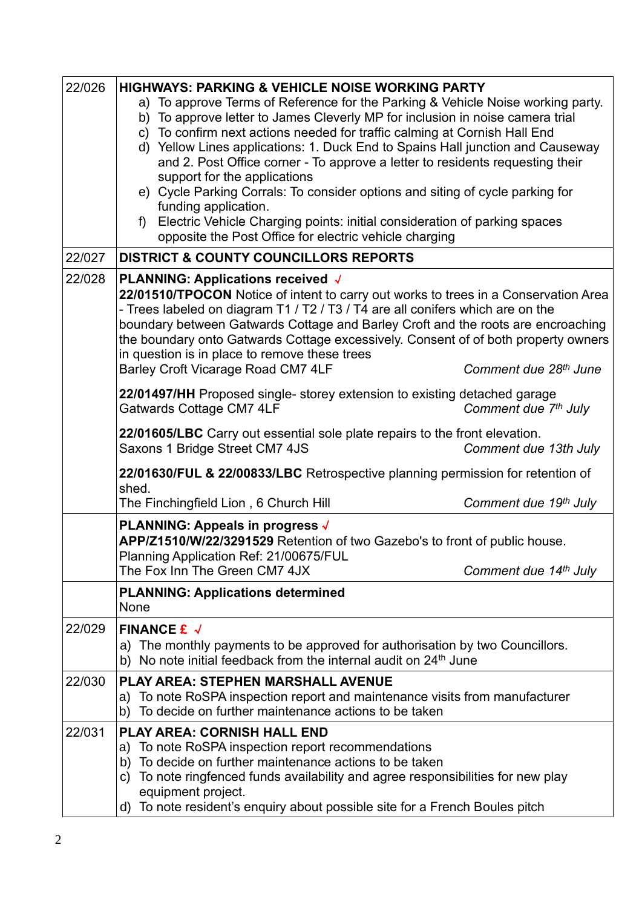| | |
|---|---|
| 22/026 | **HIGHWAYS: PARKING & VEHICLE NOISE WORKING PARTY**<br>a) To approve Terms of Reference for the Parking & Vehicle Noise working party.<br>b) To approve letter to James Cleverly MP for inclusion in noise camera trial<br>c) To confirm next actions needed for traffic calming at Cornish Hall End<br>d) Yellow Lines applications: 1. Duck End to Spains Hall junction and Causeway and 2. Post Office corner - To approve a letter to residents requesting their support for the applications<br>e) Cycle Parking Corrals: To consider options and siting of cycle parking for funding application.<br>f) Electric Vehicle Charging points: initial consideration of parking spaces opposite the Post Office for electric vehicle charging |
| 22/027 | **DISTRICT & COUNTY COUNCILLORS REPORTS** |
| 22/028 | **PLANNING: Applications received** √<br>**22/01510/TPOCON** Notice of intent to carry out works to trees in a Conservation Area - Trees labeled on diagram T1 / T2 / T3 / T4 are all conifers which are on the boundary between Gatwards Cottage and Barley Croft and the roots are encroaching the boundary onto Gatwards Cottage excessively. Consent of of both property owners in question is in place to remove these trees<br>Barley Croft Vicarage Road CM7 4LF *Comment due 28th June*<br><br>**22/01497/HH** Proposed single- storey extension to existing detached garage<br>Gatwards Cottage CM7 4LF *Comment due 7th July*<br><br>**22/01605/LBC** Carry out essential sole plate repairs to the front elevation.<br>Saxons 1 Bridge Street CM7 4JS *Comment due 13th July*<br><br>**22/01630/FUL & 22/00833/LBC** Retrospective planning permission for retention of shed.<br>The Finchingfield Lion , 6 Church Hill *Comment due 19th July* |
| | **PLANNING: Appeals in progress** √<br>**APP/Z1510/W/22/3291529** Retention of two Gazebo's to front of public house.<br>Planning Application Ref: 21/00675/FUL<br>The Fox Inn The Green CM7 4JX *Comment due 14th July* |
| | **PLANNING: Applications determined**<br>None |
| 22/029 | **FINANCE £** √<br>a) The monthly payments to be approved for authorisation by two Councillors.<br>b) No note initial feedback from the internal audit on 24th June |
| 22/030 | **PLAY AREA: STEPHEN MARSHALL AVENUE**<br>a) To note RoSPA inspection report and maintenance visits from manufacturer<br>b) To decide on further maintenance actions to be taken |
| 22/031 | **PLAY AREA: CORNISH HALL END**<br>a) To note RoSPA inspection report recommendations<br>b) To decide on further maintenance actions to be taken<br>c) To note ringfenced funds availability and agree responsibilities for new play equipment project.<br>d) To note resident's enquiry about possible site for a French Boules pitch |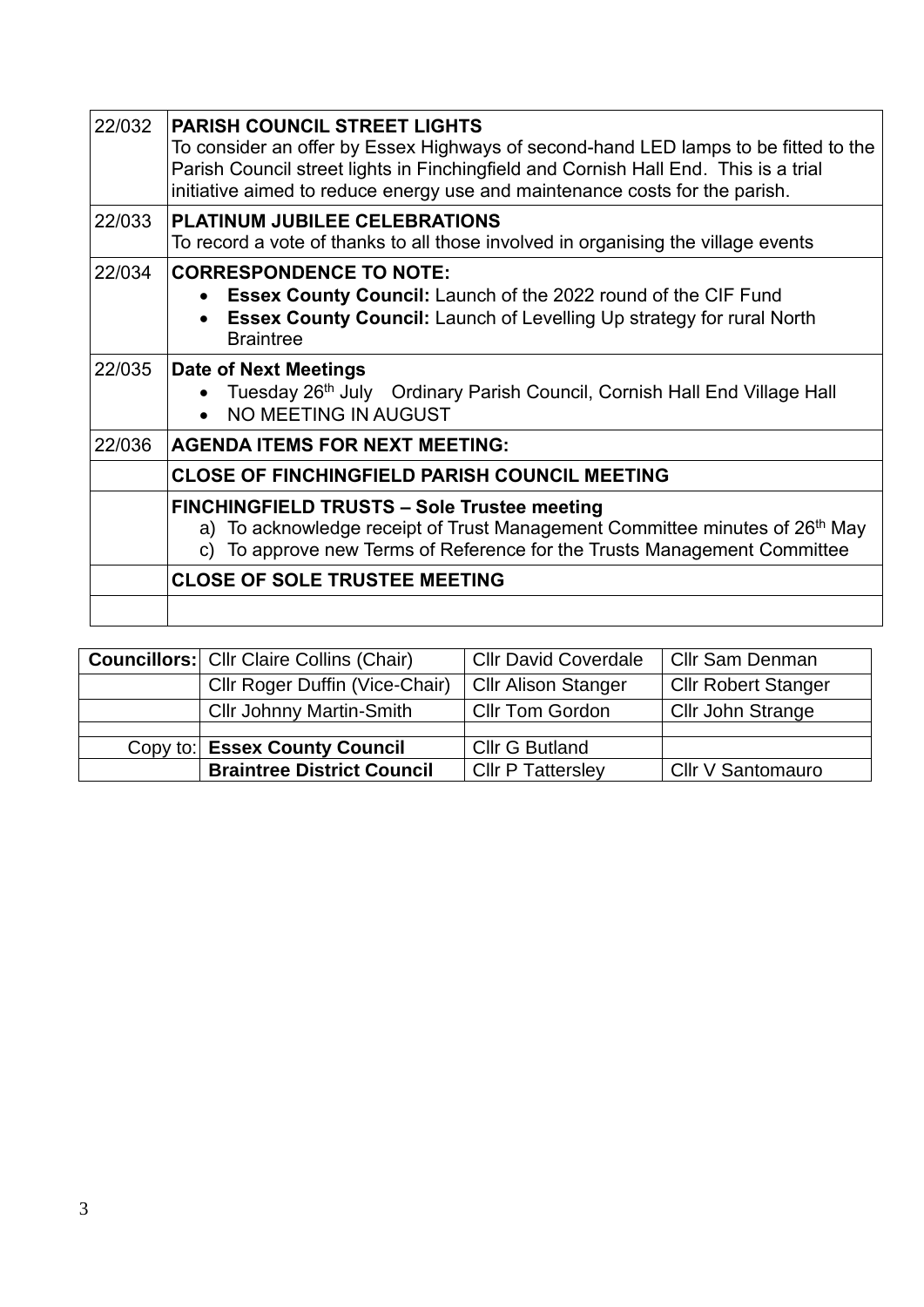| | |
|---|---|
| 22/032 | **PARISH COUNCIL STREET LIGHTS**<br>To consider an offer by Essex Highways of second-hand LED lamps to be fitted to the Parish Council street lights in Finchingfield and Cornish Hall End. This is a trial initiative aimed to reduce energy use and maintenance costs for the parish. |
| 22/033 | **PLATINUM JUBILEE CELEBRATIONS**<br>To record a vote of thanks to all those involved in organising the village events |
| 22/034 | **CORRESPONDENCE TO NOTE:**<br>• **Essex County Council:** Launch of the 2022 round of the CIF Fund<br>• **Essex County Council:** Launch of Levelling Up strategy for rural North Braintree |
| 22/035 | **Date of Next Meetings**<br>• Tuesday 26th July Ordinary Parish Council, Cornish Hall End Village Hall<br>• NO MEETING IN AUGUST |
| 22/036 | **AGENDA ITEMS FOR NEXT MEETING:** |
| | **CLOSE OF FINCHINGFIELD PARISH COUNCIL MEETING** |
| | **FINCHINGFIELD TRUSTS – Sole Trustee meeting**<br>a) To acknowledge receipt of Trust Management Committee minutes of 26th May<br>c) To approve new Terms of Reference for the Trusts Management Committee |
| | **CLOSE OF SOLE TRUSTEE MEETING** |
| | |

| | | | |
|---|---|---|---|
| **Councillors:** | Cllr Claire Collins (Chair) | Cllr David Coverdale | Cllr Sam Denman |
| | Cllr Roger Duffin (Vice-Chair) | Cllr Alison Stanger | Cllr Robert Stanger |
| | Cllr Johnny Martin-Smith | Cllr Tom Gordon | Cllr John Strange |
| | | | |
| Copy to: | **Essex County Council** | Cllr G Butland | |
| | **Braintree District Council** | Cllr P Tattersley | Cllr V Santomauro |